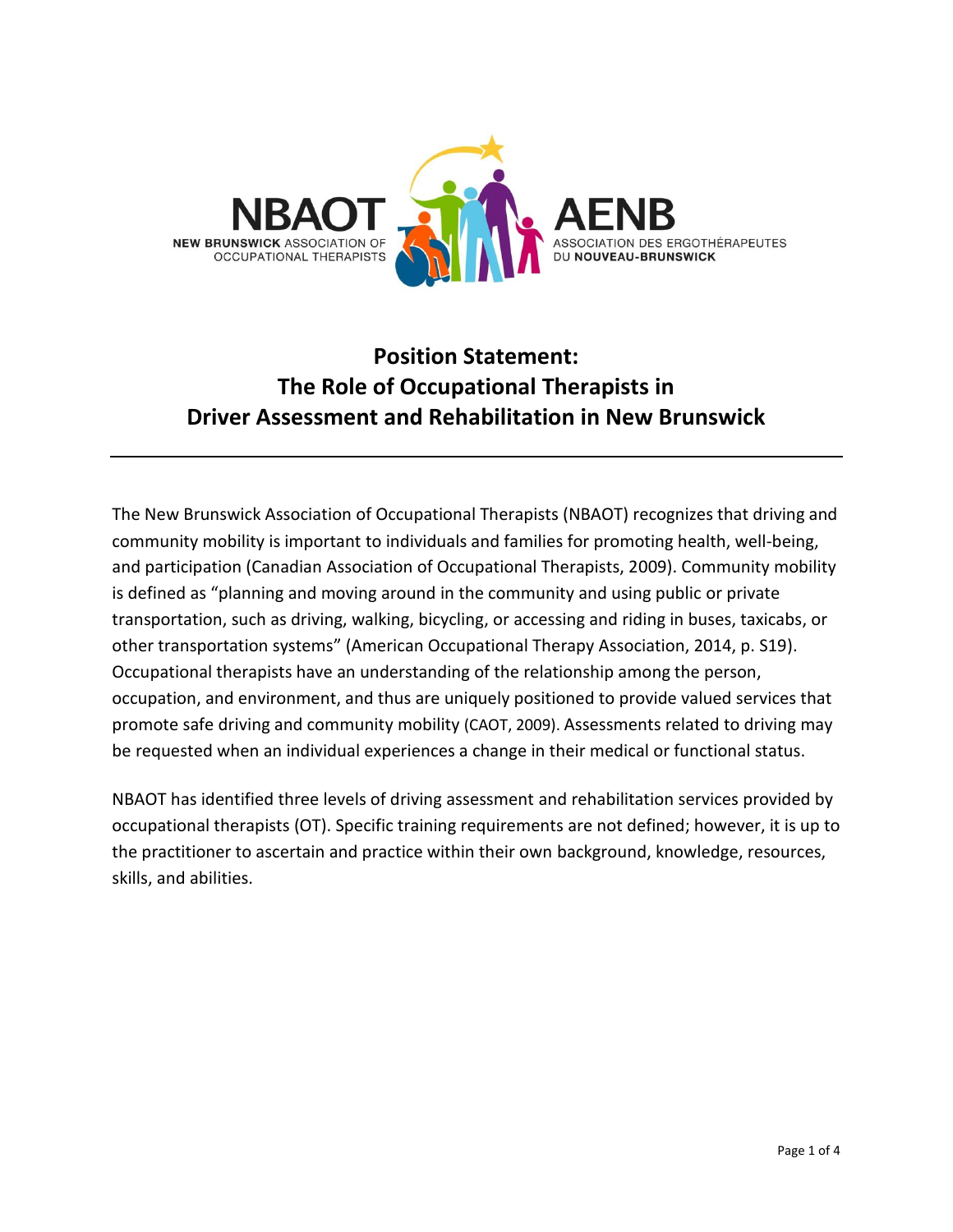NBAOT NEW BRUNSWICK ASSOCIATION OF OCCUPATIONAL THERAPISTS

AENB ASSOCIATION DES ERGOTHÉRAPEUTES DU NOUVEAU-BRUNSWICK

# Position Statement: The Role of Occupational Therapists in Driver Assessment and Rehabilitation in New Brunswick

---

The New Brunswick Association of Occupational Therapists (NBAOT) recognizes that driving and community mobility is important to individuals and families for promoting health, well-being, and participation (Canadian Association of Occupational Therapists, 2009). Community mobility is defined as "planning and moving around in the community and using public or private transportation, such as driving, walking, bicycling, or accessing and riding in buses, taxicabs, or other transportation systems" (American Occupational Therapy Association, 2014, p. S19). Occupational therapists have an understanding of the relationship among the person, occupation, and environment, and thus are uniquely positioned to provide valued services that promote safe driving and community mobility (CAOT, 2009). Assessments related to driving may be requested when an individual experiences a change in their medical or functional status.

NBAOT has identified three levels of driving assessment and rehabilitation services provided by occupational therapists (OT). Specific training requirements are not defined; however, it is up to the practitioner to ascertain and practice within their own background, knowledge, resources, skills, and abilities.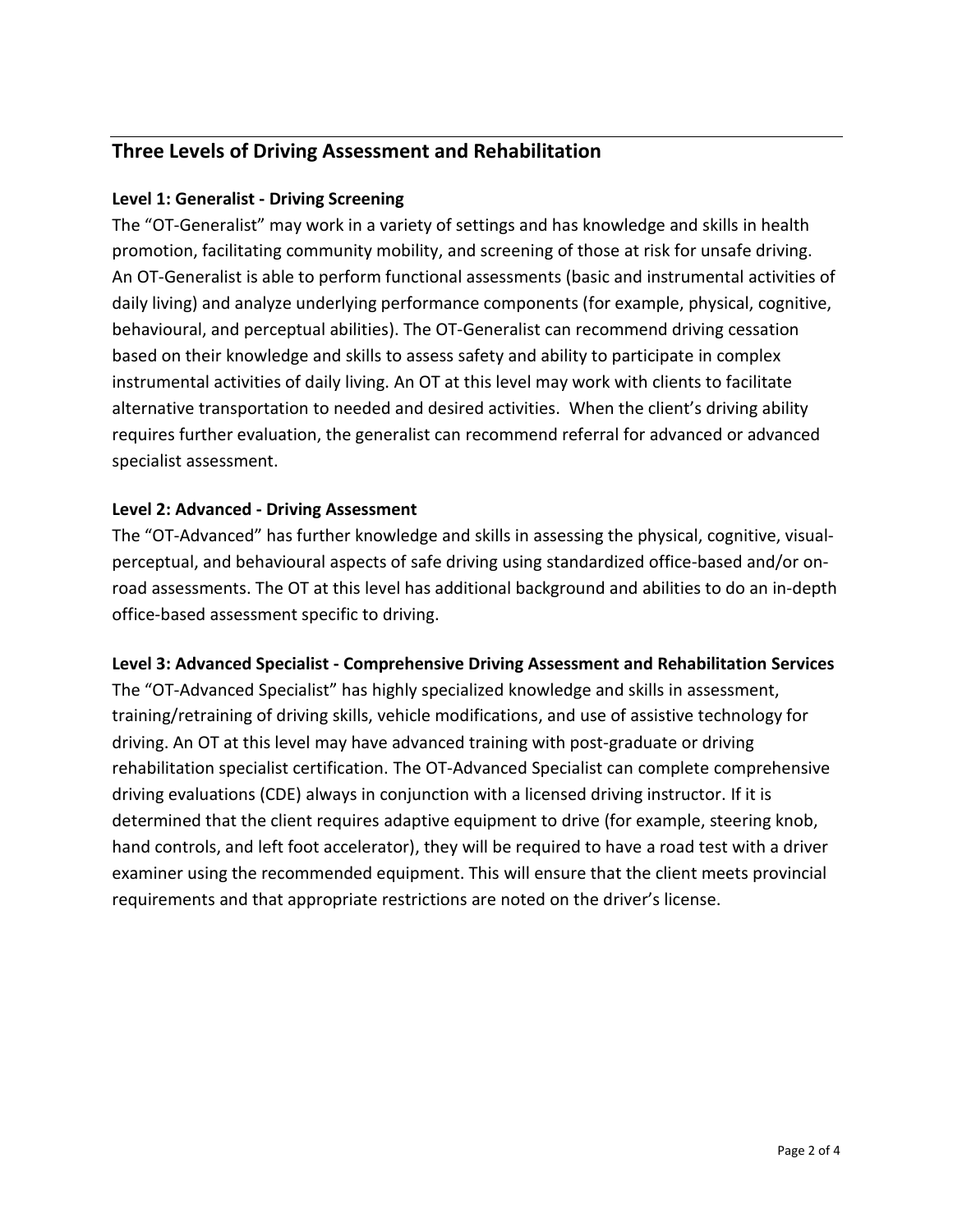## Three Levels of Driving Assessment and Rehabilitation

### Level 1: Generalist - Driving Screening

The “OT-Generalist” may work in a variety of settings and has knowledge and skills in health promotion, facilitating community mobility, and screening of those at risk for unsafe driving. An OT-Generalist is able to perform functional assessments (basic and instrumental activities of daily living) and analyze underlying performance components (for example, physical, cognitive, behavioural, and perceptual abilities). The OT-Generalist can recommend driving cessation based on their knowledge and skills to assess safety and ability to participate in complex instrumental activities of daily living. An OT at this level may work with clients to facilitate alternative transportation to needed and desired activities. When the client’s driving ability requires further evaluation, the generalist can recommend referral for advanced or advanced specialist assessment.

### Level 2: Advanced - Driving Assessment

The “OT-Advanced” has further knowledge and skills in assessing the physical, cognitive, visual-perceptual, and behavioural aspects of safe driving using standardized office-based and/or on-road assessments. The OT at this level has additional background and abilities to do an in-depth office-based assessment specific to driving.

### Level 3: Advanced Specialist - Comprehensive Driving Assessment and Rehabilitation Services

The “OT-Advanced Specialist” has highly specialized knowledge and skills in assessment, training/retraining of driving skills, vehicle modifications, and use of assistive technology for driving. An OT at this level may have advanced training with post-graduate or driving rehabilitation specialist certification. The OT-Advanced Specialist can complete comprehensive driving evaluations (CDE) always in conjunction with a licensed driving instructor. If it is determined that the client requires adaptive equipment to drive (for example, steering knob, hand controls, and left foot accelerator), they will be required to have a road test with a driver examiner using the recommended equipment. This will ensure that the client meets provincial requirements and that appropriate restrictions are noted on the driver’s license.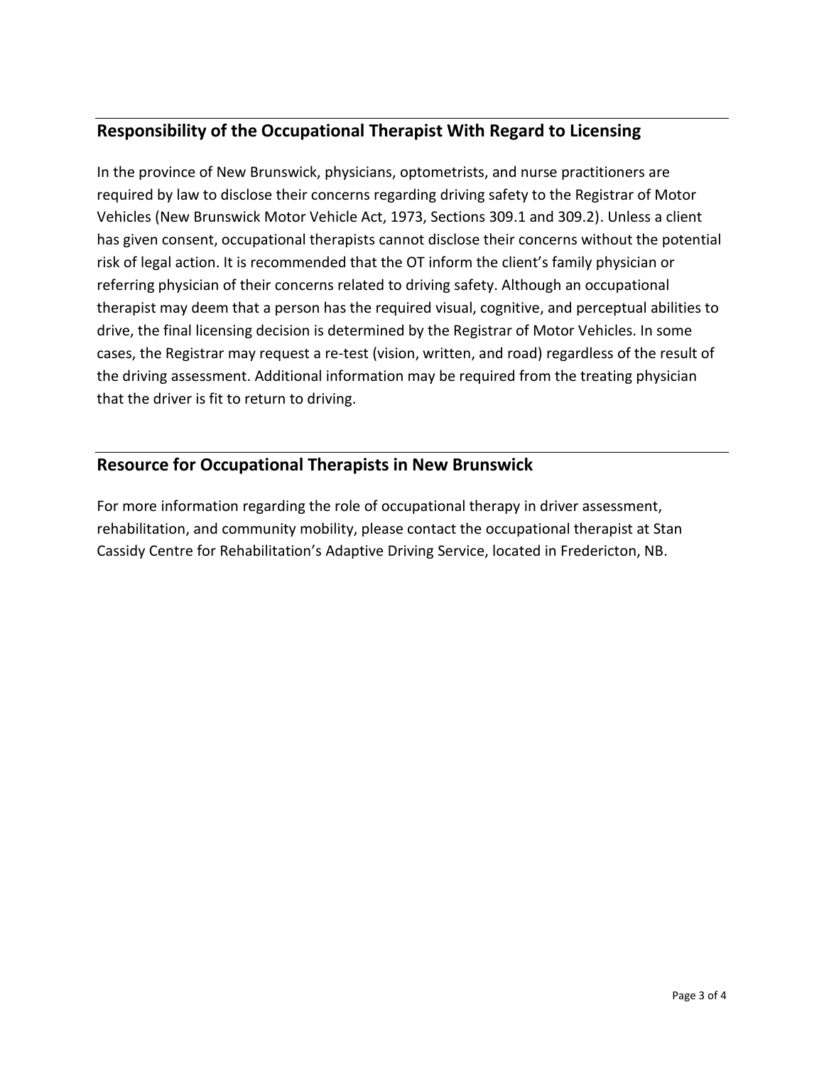## Responsibility of the Occupational Therapist With Regard to Licensing

In the province of New Brunswick, physicians, optometrists, and nurse practitioners are required by law to disclose their concerns regarding driving safety to the Registrar of Motor Vehicles (New Brunswick Motor Vehicle Act, 1973, Sections 309.1 and 309.2). Unless a client has given consent, occupational therapists cannot disclose their concerns without the potential risk of legal action. It is recommended that the OT inform the client's family physician or referring physician of their concerns related to driving safety. Although an occupational therapist may deem that a person has the required visual, cognitive, and perceptual abilities to drive, the final licensing decision is determined by the Registrar of Motor Vehicles. In some cases, the Registrar may request a re-test (vision, written, and road) regardless of the result of the driving assessment. Additional information may be required from the treating physician that the driver is fit to return to driving.

## Resource for Occupational Therapists in New Brunswick

For more information regarding the role of occupational therapy in driver assessment, rehabilitation, and community mobility, please contact the occupational therapist at Stan Cassidy Centre for Rehabilitation's Adaptive Driving Service, located in Fredericton, NB.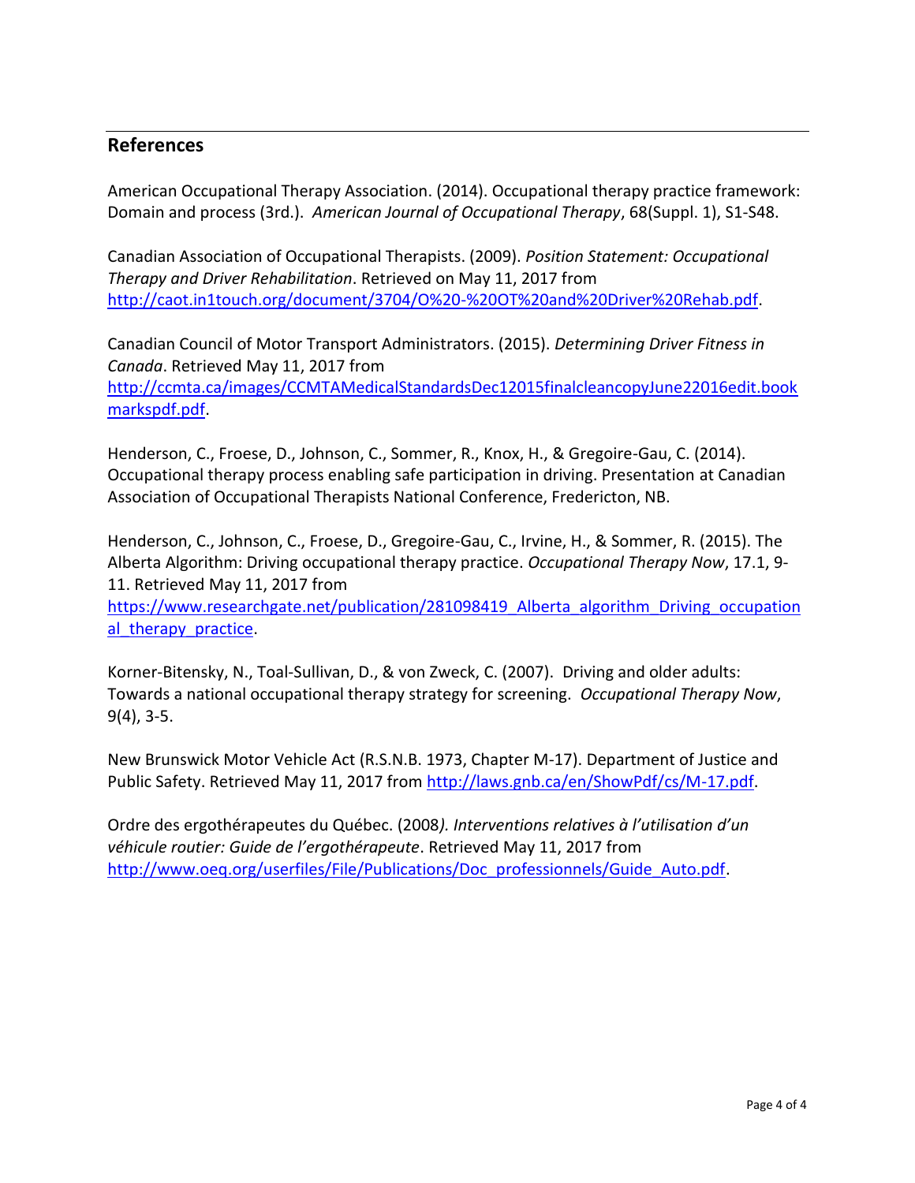## References

American Occupational Therapy Association. (2014). Occupational therapy practice framework: Domain and process (3rd.). *American Journal of Occupational Therapy*, 68(Suppl. 1), S1-S48.

Canadian Association of Occupational Therapists. (2009). *Position Statement: Occupational Therapy and Driver Rehabilitation*. Retrieved on May 11, 2017 from http://caot.in1touch.org/document/3704/O%20-%20OT%20and%20Driver%20Rehab.pdf.

Canadian Council of Motor Transport Administrators. (2015). *Determining Driver Fitness in Canada*. Retrieved May 11, 2017 from http://ccmta.ca/images/CCMTAMedicalStandardsDec12015finalcleancopyJune22016edit.bookmarkspdf.pdf.

Henderson, C., Froese, D., Johnson, C., Sommer, R., Knox, H., & Gregoire-Gau, C. (2014). Occupational therapy process enabling safe participation in driving. Presentation at Canadian Association of Occupational Therapists National Conference, Fredericton, NB.

Henderson, C., Johnson, C., Froese, D., Gregoire-Gau, C., Irvine, H., & Sommer, R. (2015). The Alberta Algorithm: Driving occupational therapy practice. *Occupational Therapy Now*, 17.1, 9-11. Retrieved May 11, 2017 from https://www.researchgate.net/publication/281098419_Alberta_algorithm_Driving_occupational_therapy_practice.

Korner-Bitensky, N., Toal-Sullivan, D., & von Zweck, C. (2007). Driving and older adults: Towards a national occupational therapy strategy for screening. *Occupational Therapy Now*, 9(4), 3-5.

New Brunswick Motor Vehicle Act (R.S.N.B. 1973, Chapter M-17). Department of Justice and Public Safety. Retrieved May 11, 2017 from http://laws.gnb.ca/en/ShowPdf/cs/M-17.pdf.

Ordre des ergothérapeutes du Québec. (2008*). Interventions relatives à l'utilisation d'un véhicule routier: Guide de l'ergothérapeute*. Retrieved May 11, 2017 from http://www.oeq.org/userfiles/File/Publications/Doc_professionnels/Guide_Auto.pdf.